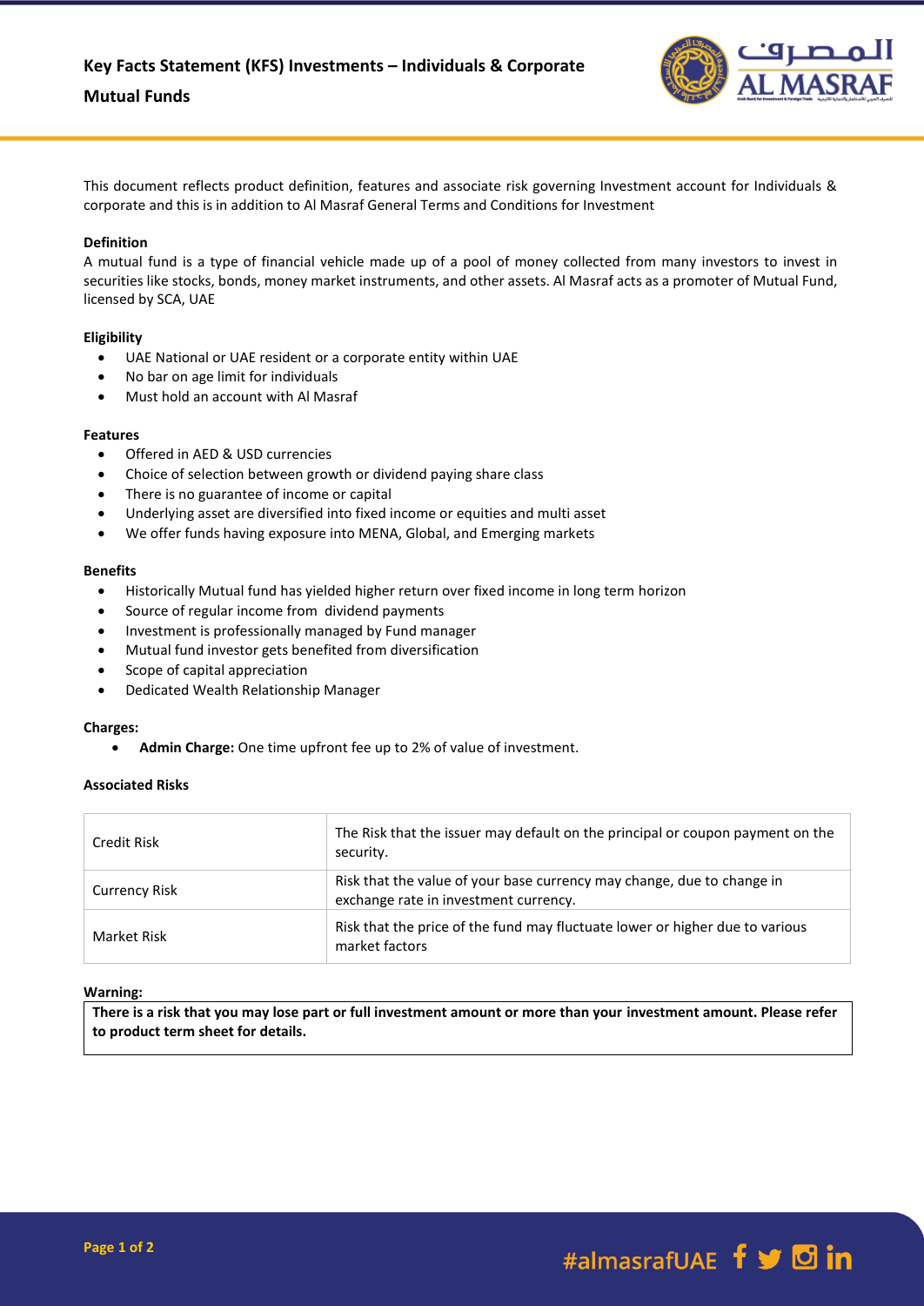# Key Facts Statement (KFS) Investments – Individuals & Corporate

## Mutual Funds

This document reflects product definition, features and associate risk governing Investment account for Individuals & corporate and this is in addition to Al Masraf General Terms and Conditions for Investment

### Definition

A mutual fund is a type of financial vehicle made up of a pool of money collected from many investors to invest in securities like stocks, bonds, money market instruments, and other assets. Al Masraf acts as a promoter of Mutual Fund, licensed by SCA, UAE

### Eligibility

- UAE National or UAE resident or a corporate entity within UAE
- No bar on age limit for individuals
- Must hold an account with Al Masraf

### Features

- Offered in AED & USD currencies
- Choice of selection between growth or dividend paying share class
- There is no guarantee of income or capital
- Underlying asset are diversified into fixed income or equities and multi asset
- We offer funds having exposure into MENA, Global, and Emerging markets

### Benefits

- Historically Mutual fund has yielded higher return over fixed income in long term horizon
- Source of regular income from dividend payments
- Investment is professionally managed by Fund manager
- Mutual fund investor gets benefited from diversification
- Scope of capital appreciation
- Dedicated Wealth Relationship Manager

### Charges:

- **Admin Charge:** One time upfront fee up to 2% of value of investment.

### Associated Risks

| | |
|---|---|
| Credit Risk | The Risk that the issuer may default on the principal or coupon payment on the security. |
| Currency Risk | Risk that the value of your base currency may change, due to change in exchange rate in investment currency. |
| Market Risk | Risk that the price of the fund may fluctuate lower or higher due to various market factors |

**Warning:**

**There is a risk that you may lose part or full investment amount or more than your investment amount. Please refer to product term sheet for details.**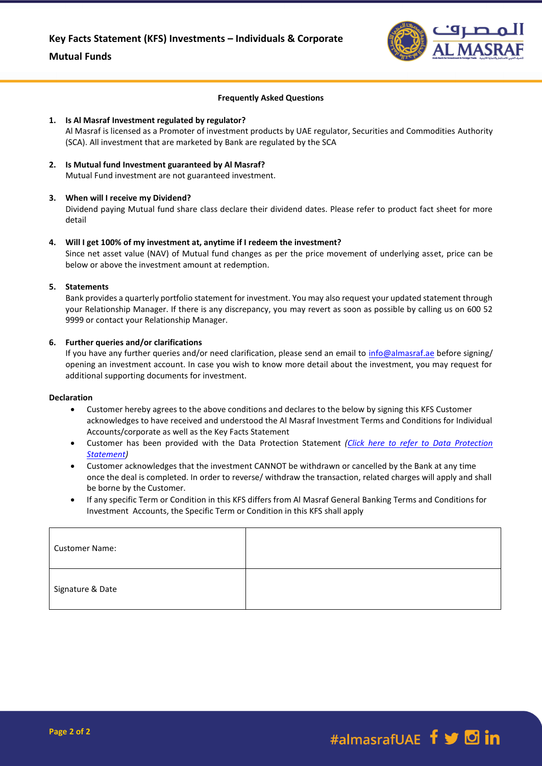**Frequently Asked Questions**

1. **Is Al Masraf Investment regulated by regulator?**
   Al Masraf is licensed as a Promoter of investment products by UAE regulator, Securities and Commodities Authority (SCA). All investment that are marketed by Bank are regulated by the SCA

2. **Is Mutual fund Investment guaranteed by Al Masraf?**
   Mutual Fund investment are not guaranteed investment.

3. **When will I receive my Dividend?**
   Dividend paying Mutual fund share class declare their dividend dates. Please refer to product fact sheet for more detail

4. **Will I get 100% of my investment at, anytime if I redeem the investment?**
   Since net asset value (NAV) of Mutual fund changes as per the price movement of underlying asset, price can be below or above the investment amount at redemption.

5. **Statements**
   Bank provides a quarterly portfolio statement for investment. You may also request your updated statement through your Relationship Manager. If there is any discrepancy, you may revert as soon as possible by calling us on 600 52 9999 or contact your Relationship Manager.

6. **Further queries and/or clarifications**
   If you have any further queries and/or need clarification, please send an email to info@almasraf.ae before signing/ opening an investment account. In case you wish to know more detail about the investment, you may request for additional supporting documents for investment.

**Declaration**

- Customer hereby agrees to the above conditions and declares to the below by signing this KFS Customer acknowledges to have received and understood the Al Masraf Investment Terms and Conditions for Individual Accounts/corporate as well as the Key Facts Statement
- Customer has been provided with the Data Protection Statement *(Click here to refer to Data Protection Statement)*
- Customer acknowledges that the investment CANNOT be withdrawn or cancelled by the Bank at any time once the deal is completed. In order to reverse/ withdraw the transaction, related charges will apply and shall be borne by the Customer.
- If any specific Term or Condition in this KFS differs from Al Masraf General Banking Terms and Conditions for Investment Accounts, the Specific Term or Condition in this KFS shall apply

| | |
|---|---|
| Customer Name: | |
| Signature & Date | |